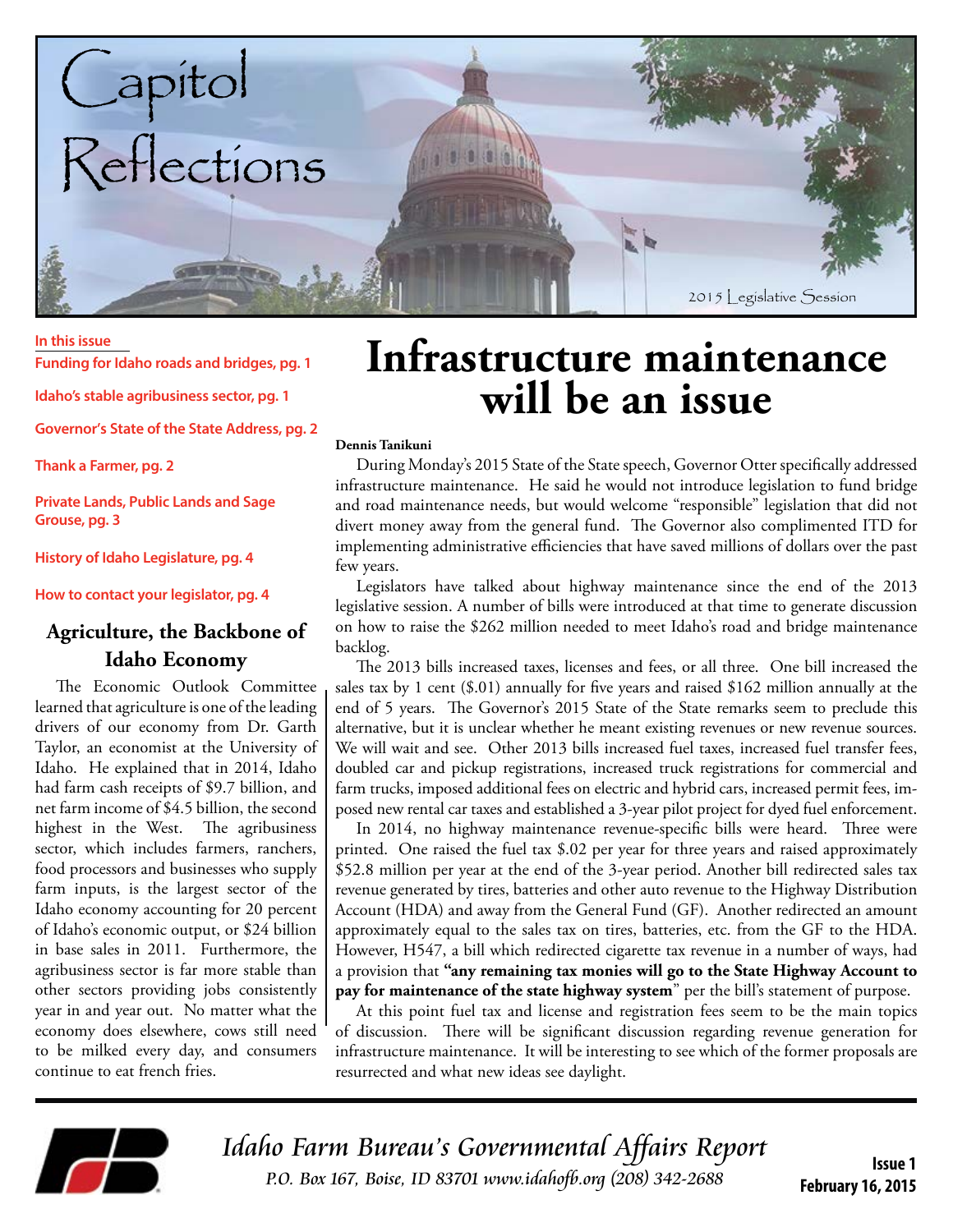# Capitol Reflections

2015 Legislative Session

**In this issue**

- Funding for Idaho roads and bridges, pg. 1
- Idaho's stable agribusiness sector, pg. 1
- Governor's State of the State Address, pg. 2
- Thank a Farmer, pg. 2
- Private Lands, Public Lands and Sage Grouse, pg. 3
- History of Idaho Legislature, pg. 4
- How to contact your legislator, pg. 4

## Infrastructure maintenance will be an issue

**Dennis Tanikuni**

During Monday's 2015 State of the State speech, Governor Otter specifically addressed infrastructure maintenance. He said he would not introduce legislation to fund bridge and road maintenance needs, but would welcome "responsible" legislation that did not divert money away from the general fund. The Governor also complimented ITD for implementing administrative efficiencies that have saved millions of dollars over the past few years.

Legislators have talked about highway maintenance since the end of the 2013 legislative session. A number of bills were introduced at that time to generate discussion on how to raise the $262 million needed to meet Idaho's road and bridge maintenance backlog.

The 2013 bills increased taxes, licenses and fees, or all three. One bill increased the sales tax by 1 cent ($.01) annually for five years and raised $162 million annually at the end of 5 years. The Governor's 2015 State of the State remarks seem to preclude this alternative, but it is unclear whether he meant existing revenues or new revenue sources. We will wait and see. Other 2013 bills increased fuel taxes, increased fuel transfer fees, doubled car and pickup registrations, increased truck registrations for commercial and farm trucks, imposed additional fees on electric and hybrid cars, increased permit fees, imposed new rental car taxes and established a 3-year pilot project for dyed fuel enforcement.

In 2014, no highway maintenance revenue-specific bills were heard. Three were printed. One raised the fuel tax $.02 per year for three years and raised approximately $52.8 million per year at the end of the 3-year period. Another bill redirected sales tax revenue generated by tires, batteries and other auto revenue to the Highway Distribution Account (HDA) and away from the General Fund (GF). Another redirected an amount approximately equal to the sales tax on tires, batteries, etc. from the GF to the HDA. However, H547, a bill which redirected cigarette tax revenue in a number of ways, had a provision that **"any remaining tax monies will go to the State Highway Account to pay for maintenance of the state highway system"** per the bill's statement of purpose.

At this point fuel tax and license and registration fees seem to be the main topics of discussion. There will be significant discussion regarding revenue generation for infrastructure maintenance. It will be interesting to see which of the former proposals are resurrected and what new ideas see daylight.

## Agriculture, the Backbone of Idaho Economy

The Economic Outlook Committee learned that agriculture is one of the leading drivers of our economy from Dr. Garth Taylor, an economist at the University of Idaho. He explained that in 2014, Idaho had farm cash receipts of $9.7 billion, and net farm income of $4.5 billion, the second highest in the West. The agribusiness sector, which includes farmers, ranchers, food processors and businesses who supply farm inputs, is the largest sector of the Idaho economy accounting for 20 percent of Idaho's economic output, or $24 billion in base sales in 2011. Furthermore, the agribusiness sector is far more stable than other sectors providing jobs consistently year in and year out. No matter what the economy does elsewhere, cows still need to be milked every day, and consumers continue to eat french fries.

*Idaho Farm Bureau's Governmental Affairs Report*

*P.O. Box 167, Boise, ID 83701 www.idahofb.org (208) 342-2688*

**Issue 1**
**February 16, 2015**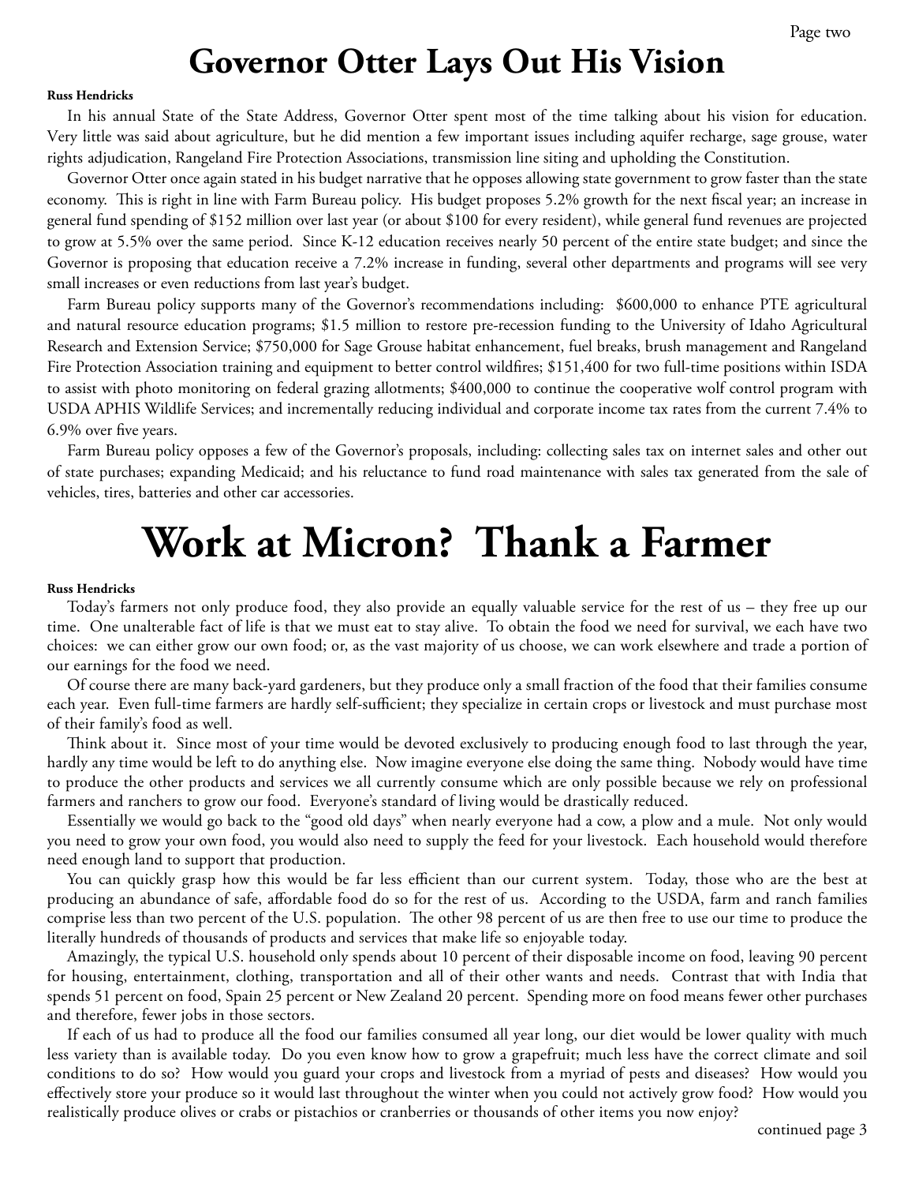# Governor Otter Lays Out His Vision

**Russ Hendricks**

In his annual State of the State Address, Governor Otter spent most of the time talking about his vision for education. Very little was said about agriculture, but he did mention a few important issues including aquifer recharge, sage grouse, water rights adjudication, Rangeland Fire Protection Associations, transmission line siting and upholding the Constitution.

Governor Otter once again stated in his budget narrative that he opposes allowing state government to grow faster than the state economy. This is right in line with Farm Bureau policy. His budget proposes 5.2% growth for the next fiscal year; an increase in general fund spending of $152 million over last year (or about $100 for every resident), while general fund revenues are projected to grow at 5.5% over the same period. Since K-12 education receives nearly 50 percent of the entire state budget; and since the Governor is proposing that education receive a 7.2% increase in funding, several other departments and programs will see very small increases or even reductions from last year's budget.

Farm Bureau policy supports many of the Governor's recommendations including: $600,000 to enhance PTE agricultural and natural resource education programs; $1.5 million to restore pre-recession funding to the University of Idaho Agricultural Research and Extension Service; $750,000 for Sage Grouse habitat enhancement, fuel breaks, brush management and Rangeland Fire Protection Association training and equipment to better control wildfires; $151,400 for two full-time positions within ISDA to assist with photo monitoring on federal grazing allotments; $400,000 to continue the cooperative wolf control program with USDA APHIS Wildlife Services; and incrementally reducing individual and corporate income tax rates from the current 7.4% to 6.9% over five years.

Farm Bureau policy opposes a few of the Governor's proposals, including: collecting sales tax on internet sales and other out of state purchases; expanding Medicaid; and his reluctance to fund road maintenance with sales tax generated from the sale of vehicles, tires, batteries and other car accessories.

# Work at Micron? Thank a Farmer

**Russ Hendricks**

Today's farmers not only produce food, they also provide an equally valuable service for the rest of us – they free up our time. One unalterable fact of life is that we must eat to stay alive. To obtain the food we need for survival, we each have two choices: we can either grow our own food; or, as the vast majority of us choose, we can work elsewhere and trade a portion of our earnings for the food we need.

Of course there are many back-yard gardeners, but they produce only a small fraction of the food that their families consume each year. Even full-time farmers are hardly self-sufficient; they specialize in certain crops or livestock and must purchase most of their family's food as well.

Think about it. Since most of your time would be devoted exclusively to producing enough food to last through the year, hardly any time would be left to do anything else. Now imagine everyone else doing the same thing. Nobody would have time to produce the other products and services we all currently consume which are only possible because we rely on professional farmers and ranchers to grow our food. Everyone's standard of living would be drastically reduced.

Essentially we would go back to the "good old days" when nearly everyone had a cow, a plow and a mule. Not only would you need to grow your own food, you would also need to supply the feed for your livestock. Each household would therefore need enough land to support that production.

You can quickly grasp how this would be far less efficient than our current system. Today, those who are the best at producing an abundance of safe, affordable food do so for the rest of us. According to the USDA, farm and ranch families comprise less than two percent of the U.S. population. The other 98 percent of us are then free to use our time to produce the literally hundreds of thousands of products and services that make life so enjoyable today.

Amazingly, the typical U.S. household only spends about 10 percent of their disposable income on food, leaving 90 percent for housing, entertainment, clothing, transportation and all of their other wants and needs. Contrast that with India that spends 51 percent on food, Spain 25 percent or New Zealand 20 percent. Spending more on food means fewer other purchases and therefore, fewer jobs in those sectors.

If each of us had to produce all the food our families consumed all year long, our diet would be lower quality with much less variety than is available today. Do you even know how to grow a grapefruit; much less have the correct climate and soil conditions to do so? How would you guard your crops and livestock from a myriad of pests and diseases? How would you effectively store your produce so it would last throughout the winter when you could not actively grow food? How would you realistically produce olives or crabs or pistachios or cranberries or thousands of other items you now enjoy?

continued page 3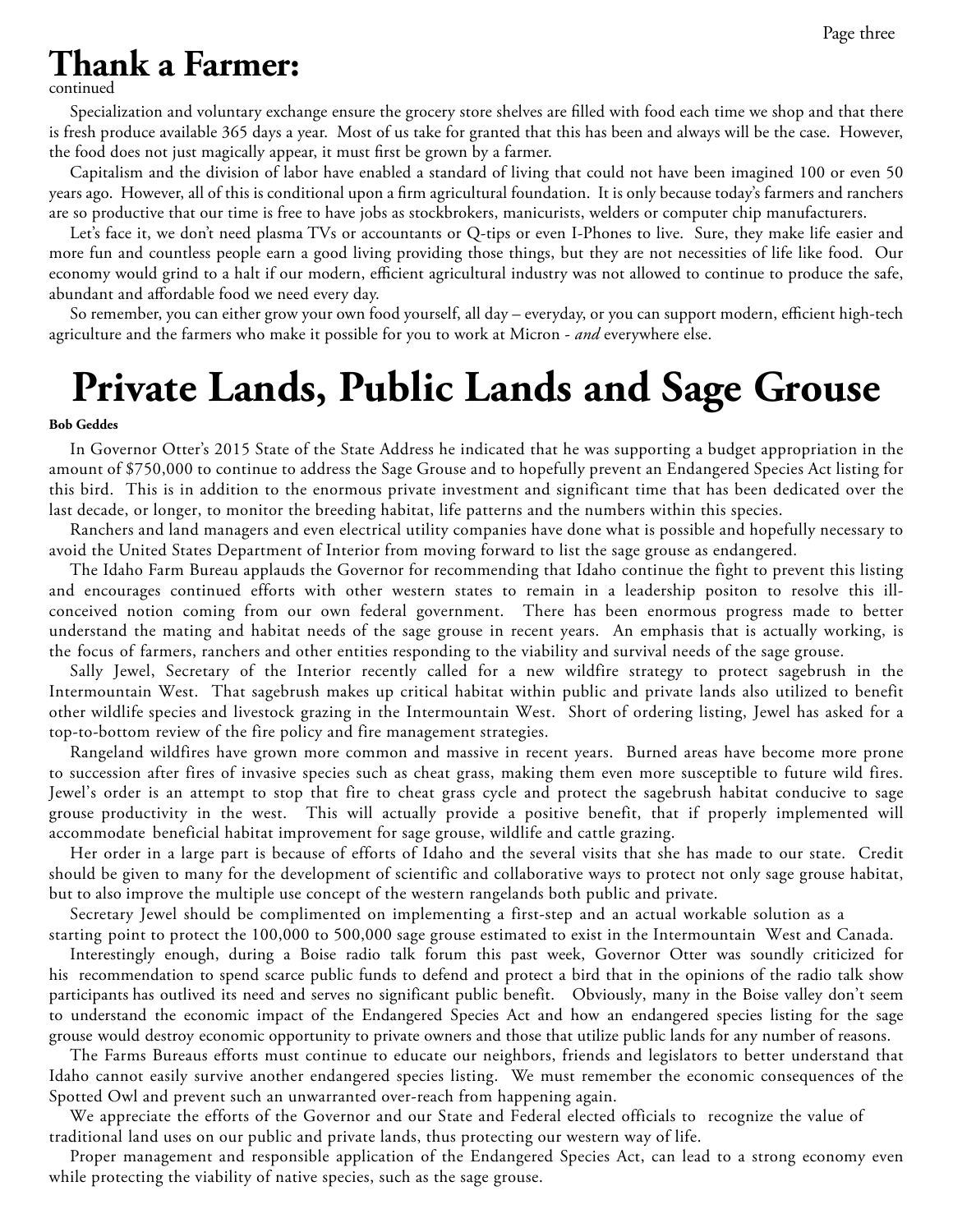## Thank a Farmer:

continued

Specialization and voluntary exchange ensure the grocery store shelves are filled with food each time we shop and that there is fresh produce available 365 days a year. Most of us take for granted that this has been and always will be the case. However, the food does not just magically appear, it must first be grown by a farmer.

Capitalism and the division of labor have enabled a standard of living that could not have been imagined 100 or even 50 years ago. However, all of this is conditional upon a firm agricultural foundation. It is only because today's farmers and ranchers are so productive that our time is free to have jobs as stockbrokers, manicurists, welders or computer chip manufacturers.

Let's face it, we don't need plasma TVs or accountants or Q-tips or even I-Phones to live. Sure, they make life easier and more fun and countless people earn a good living providing those things, but they are not necessities of life like food. Our economy would grind to a halt if our modern, efficient agricultural industry was not allowed to continue to produce the safe, abundant and affordable food we need every day.

So remember, you can either grow your own food yourself, all day – everyday, or you can support modern, efficient high-tech agriculture and the farmers who make it possible for you to work at Micron - *and* everywhere else.

# Private Lands, Public Lands and Sage Grouse

**Bob Geddes**

In Governor Otter's 2015 State of the State Address he indicated that he was supporting a budget appropriation in the amount of $750,000 to continue to address the Sage Grouse and to hopefully prevent an Endangered Species Act listing for this bird. This is in addition to the enormous private investment and significant time that has been dedicated over the last decade, or longer, to monitor the breeding habitat, life patterns and the numbers within this species.

Ranchers and land managers and even electrical utility companies have done what is possible and hopefully necessary to avoid the United States Department of Interior from moving forward to list the sage grouse as endangered.

The Idaho Farm Bureau applauds the Governor for recommending that Idaho continue the fight to prevent this listing and encourages continued efforts with other western states to remain in a leadership positon to resolve this ill-conceived notion coming from our own federal government. There has been enormous progress made to better understand the mating and habitat needs of the sage grouse in recent years. An emphasis that is actually working, is the focus of farmers, ranchers and other entities responding to the viability and survival needs of the sage grouse.

Sally Jewel, Secretary of the Interior recently called for a new wildfire strategy to protect sagebrush in the Intermountain West. That sagebrush makes up critical habitat within public and private lands also utilized to benefit other wildlife species and livestock grazing in the Intermountain West. Short of ordering listing, Jewel has asked for a top-to-bottom review of the fire policy and fire management strategies.

Rangeland wildfires have grown more common and massive in recent years. Burned areas have become more prone to succession after fires of invasive species such as cheat grass, making them even more susceptible to future wild fires. Jewel's order is an attempt to stop that fire to cheat grass cycle and protect the sagebrush habitat conducive to sage grouse productivity in the west. This will actually provide a positive benefit, that if properly implemented will accommodate beneficial habitat improvement for sage grouse, wildlife and cattle grazing.

Her order in a large part is because of efforts of Idaho and the several visits that she has made to our state. Credit should be given to many for the development of scientific and collaborative ways to protect not only sage grouse habitat, but to also improve the multiple use concept of the western rangelands both public and private.

Secretary Jewel should be complimented on implementing a first-step and an actual workable solution as a starting point to protect the 100,000 to 500,000 sage grouse estimated to exist in the Intermountain West and Canada.

Interestingly enough, during a Boise radio talk forum this past week, Governor Otter was soundly criticized for his recommendation to spend scarce public funds to defend and protect a bird that in the opinions of the radio talk show participants has outlived its need and serves no significant public benefit. Obviously, many in the Boise valley don't seem to understand the economic impact of the Endangered Species Act and how an endangered species listing for the sage grouse would destroy economic opportunity to private owners and those that utilize public lands for any number of reasons.

The Farms Bureaus efforts must continue to educate our neighbors, friends and legislators to better understand that Idaho cannot easily survive another endangered species listing. We must remember the economic consequences of the Spotted Owl and prevent such an unwarranted over-reach from happening again.

We appreciate the efforts of the Governor and our State and Federal elected officials to recognize the value of traditional land uses on our public and private lands, thus protecting our western way of life.

Proper management and responsible application of the Endangered Species Act, can lead to a strong economy even while protecting the viability of native species, such as the sage grouse.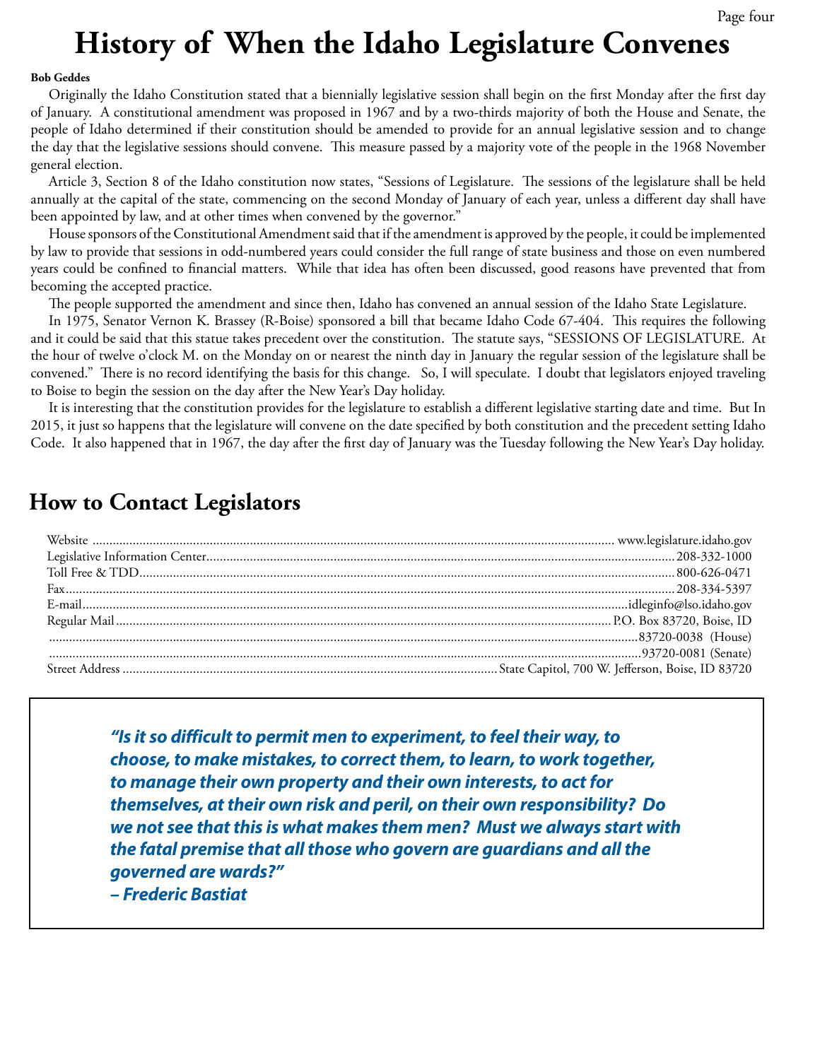# History of When the Idaho Legislature Convenes

**Bob Geddes**

Originally the Idaho Constitution stated that a biennially legislative session shall begin on the first Monday after the first day of January. A constitutional amendment was proposed in 1967 and by a two-thirds majority of both the House and Senate, the people of Idaho determined if their constitution should be amended to provide for an annual legislative session and to change the day that the legislative sessions should convene. This measure passed by a majority vote of the people in the 1968 November general election.

Article 3, Section 8 of the Idaho constitution now states, "Sessions of Legislature. The sessions of the legislature shall be held annually at the capital of the state, commencing on the second Monday of January of each year, unless a different day shall have been appointed by law, and at other times when convened by the governor."

House sponsors of the Constitutional Amendment said that if the amendment is approved by the people, it could be implemented by law to provide that sessions in odd-numbered years could consider the full range of state business and those on even numbered years could be confined to financial matters. While that idea has often been discussed, good reasons have prevented that from becoming the accepted practice.

The people supported the amendment and since then, Idaho has convened an annual session of the Idaho State Legislature.

In 1975, Senator Vernon K. Brassey (R-Boise) sponsored a bill that became Idaho Code 67-404. This requires the following and it could be said that this statue takes precedent over the constitution. The statute says, "SESSIONS OF LEGISLATURE. At the hour of twelve o'clock M. on the Monday on or nearest the ninth day in January the regular session of the legislature shall be convened." There is no record identifying the basis for this change. So, I will speculate. I doubt that legislators enjoyed traveling to Boise to begin the session on the day after the New Year's Day holiday.

It is interesting that the constitution provides for the legislature to establish a different legislative starting date and time. But In 2015, it just so happens that the legislature will convene on the date specified by both constitution and the precedent setting Idaho Code. It also happened that in 1967, the day after the first day of January was the Tuesday following the New Year's Day holiday.

## How to Contact Legislators

Website .......... www.legislature.idaho.gov
Legislative Information Center .......... 208-332-1000
Toll Free & TDD .......... 800-626-0471
Fax .......... 208-334-5397
E-mail .......... idleginfo@lso.idaho.gov
Regular Mail .......... P.O. Box 83720, Boise, ID
.......... 83720-0038 (House)
.......... 93720-0081 (Senate)
Street Address .......... State Capitol, 700 W. Jefferson, Boise, ID 83720

***"Is it so difficult to permit men to experiment, to feel their way, to choose, to make mistakes, to correct them, to learn, to work together, to manage their own property and their own interests, to act for themselves, at their own risk and peril, on their own responsibility? Do we not see that this is what makes them men? Must we always start with the fatal premise that all those who govern are guardians and all the governed are wards?"***
***– Frederic Bastiat***